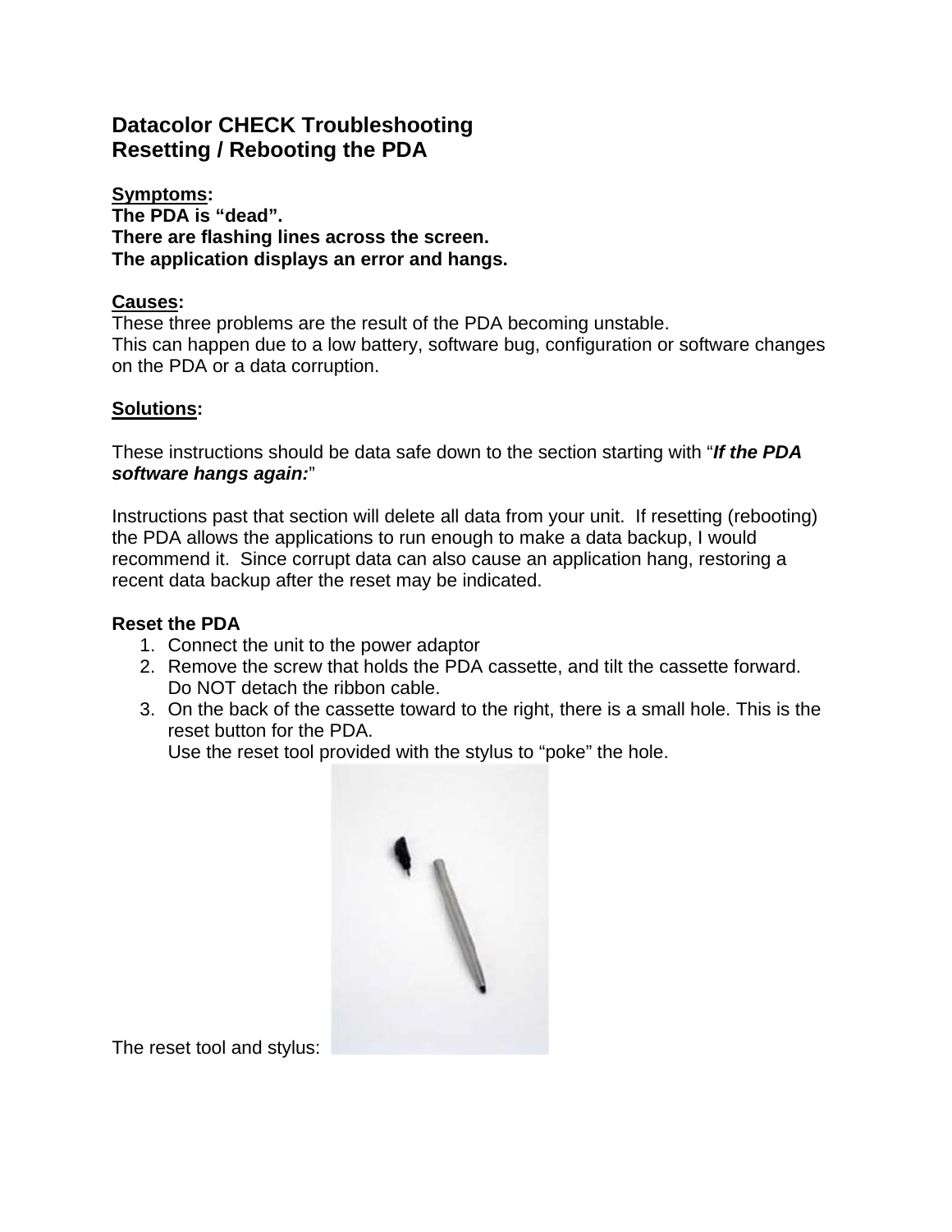# Datacolor CHECK Troubleshooting
# Resetting / Rebooting the PDA

**Symptoms:**
**The PDA is "dead".**
**There are flashing lines across the screen.**
**The application displays an error and hangs.**

**Causes:**
These three problems are the result of the PDA becoming unstable.
This can happen due to a low battery, software bug, configuration or software changes on the PDA or a data corruption.

**Solutions:**

These instructions should be data safe down to the section starting with "***If the PDA software hangs again:***"

Instructions past that section will delete all data from your unit. If resetting (rebooting) the PDA allows the applications to run enough to make a data backup, I would recommend it. Since corrupt data can also cause an application hang, restoring a recent data backup after the reset may be indicated.

**Reset the PDA**

1. Connect the unit to the power adaptor
2. Remove the screw that holds the PDA cassette, and tilt the cassette forward.
   Do NOT detach the ribbon cable.
3. On the back of the cassette toward to the right, there is a small hole. This is the reset button for the PDA.
   Use the reset tool provided with the stylus to "poke" the hole.

The reset tool and stylus: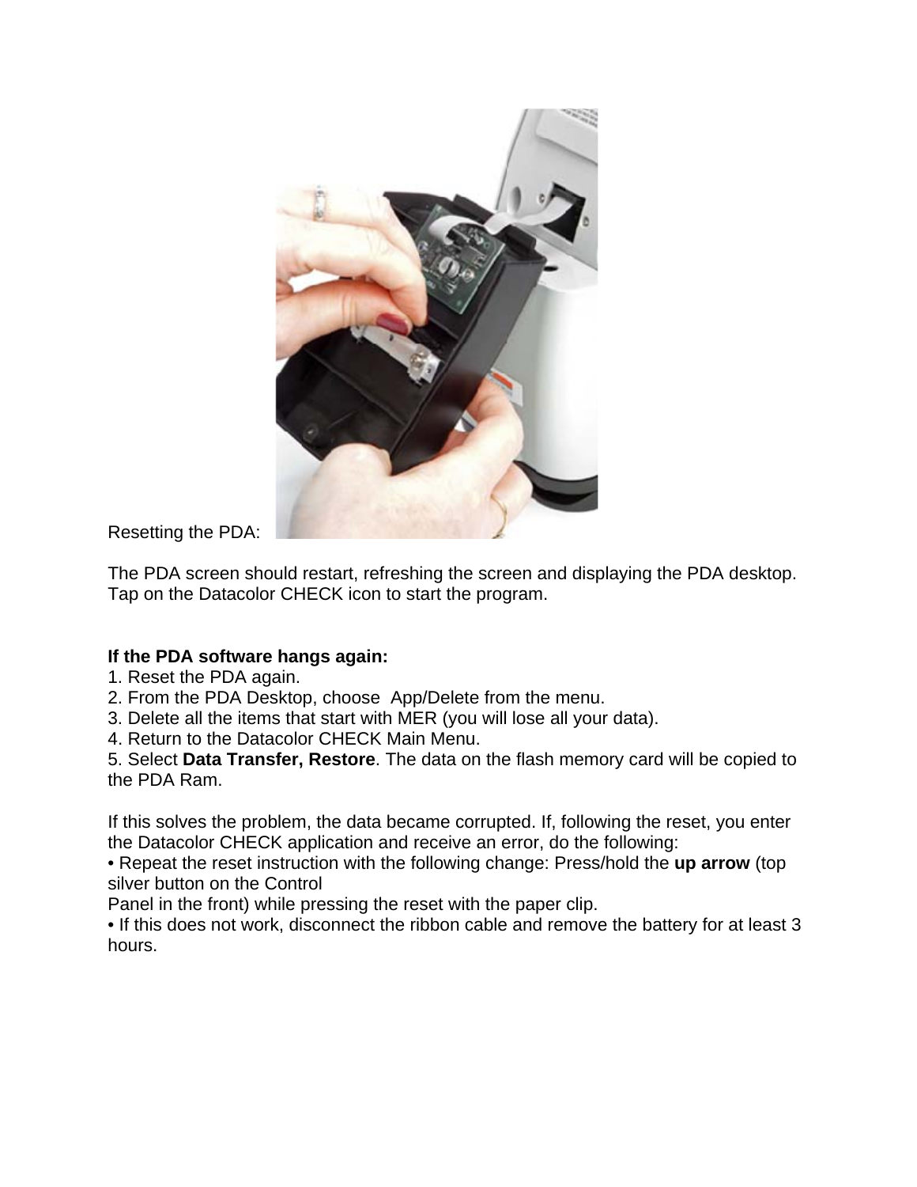Resetting the PDA:

The PDA screen should restart, refreshing the screen and displaying the PDA desktop. Tap on the Datacolor CHECK icon to start the program.

**If the PDA software hangs again:**

1. Reset the PDA again.
2. From the PDA Desktop, choose App/Delete from the menu.
3. Delete all the items that start with MER (you will lose all your data).
4. Return to the Datacolor CHECK Main Menu.
5. Select **Data Transfer, Restore**. The data on the flash memory card will be copied to the PDA Ram.

If this solves the problem, the data became corrupted. If, following the reset, you enter the Datacolor CHECK application and receive an error, do the following:

• Repeat the reset instruction with the following change: Press/hold the **up arrow** (top silver button on the Control
Panel in the front) while pressing the reset with the paper clip.

• If this does not work, disconnect the ribbon cable and remove the battery for at least 3 hours.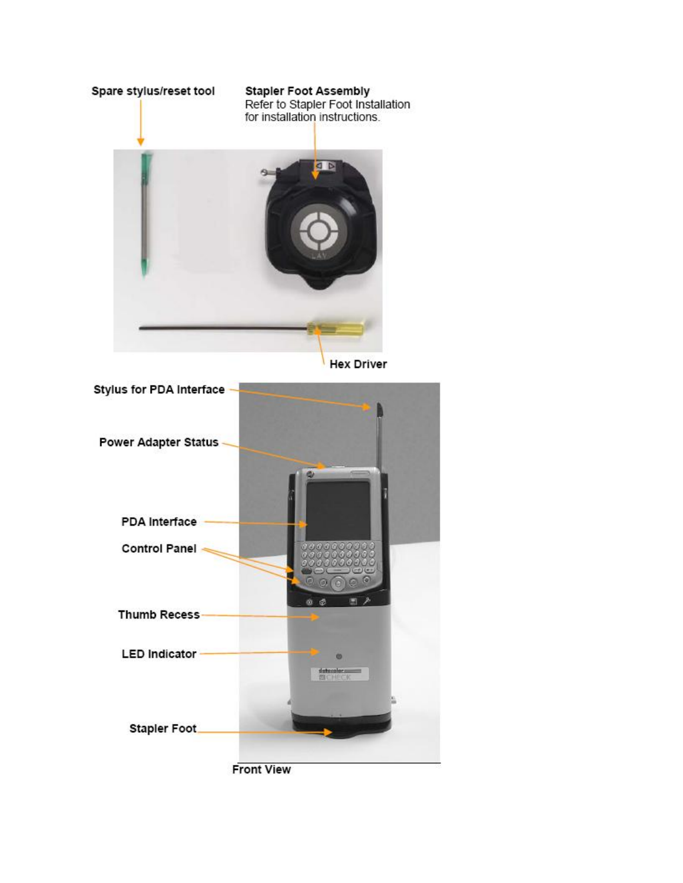**Spare stylus/reset tool**

**Stapler Foot Assembly**
Refer to Stapler Foot Installation for installation instructions.

**Hex Driver**

**Stylus for PDA Interface**

**Power Adapter Status**

**PDA Interface**

**Control Panel**

**Thumb Recess**

**LED Indicator**

**Stapler Foot**

**Front View**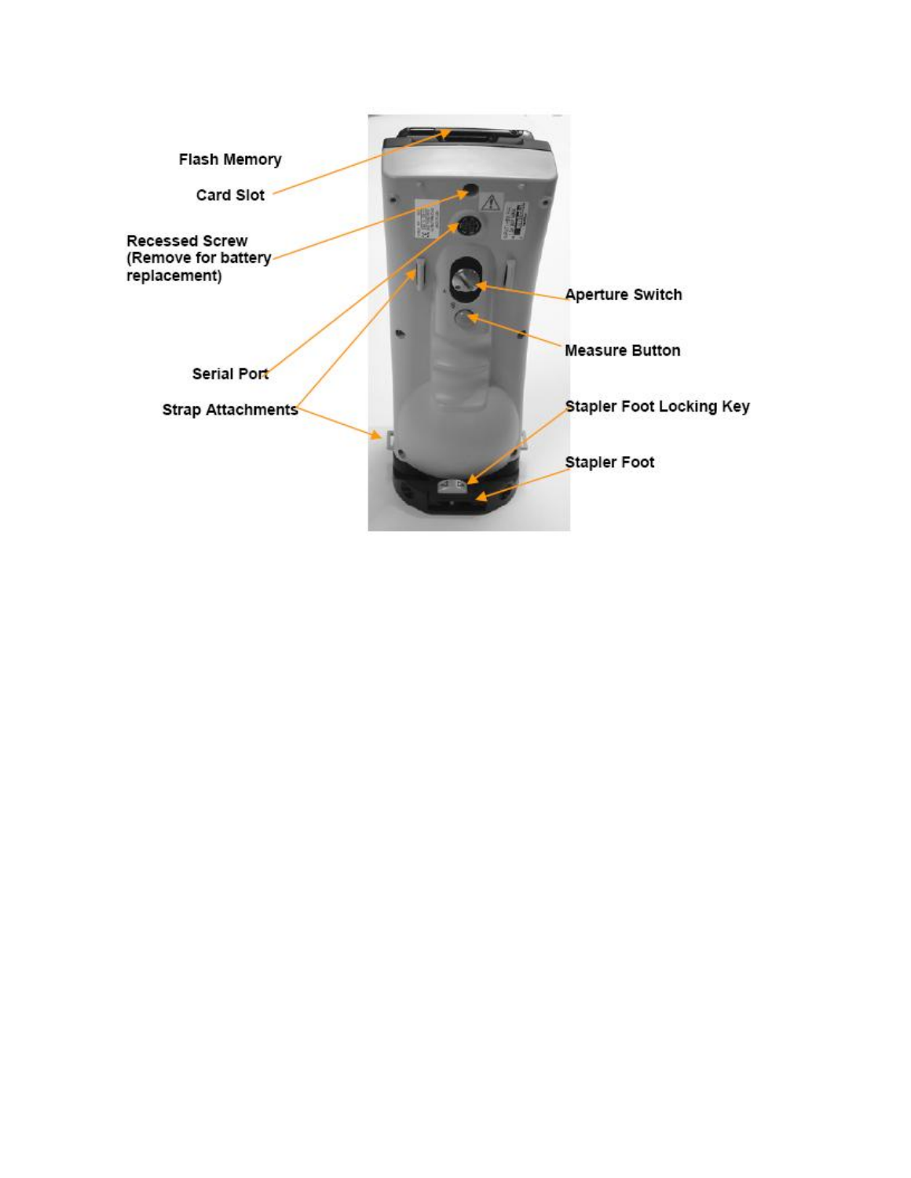Flash Memory

Card Slot

Recessed Screw (Remove for battery replacement)

Serial Port

Strap Attachments

Aperture Switch

Measure Button

Stapler Foot Locking Key

Stapler Foot